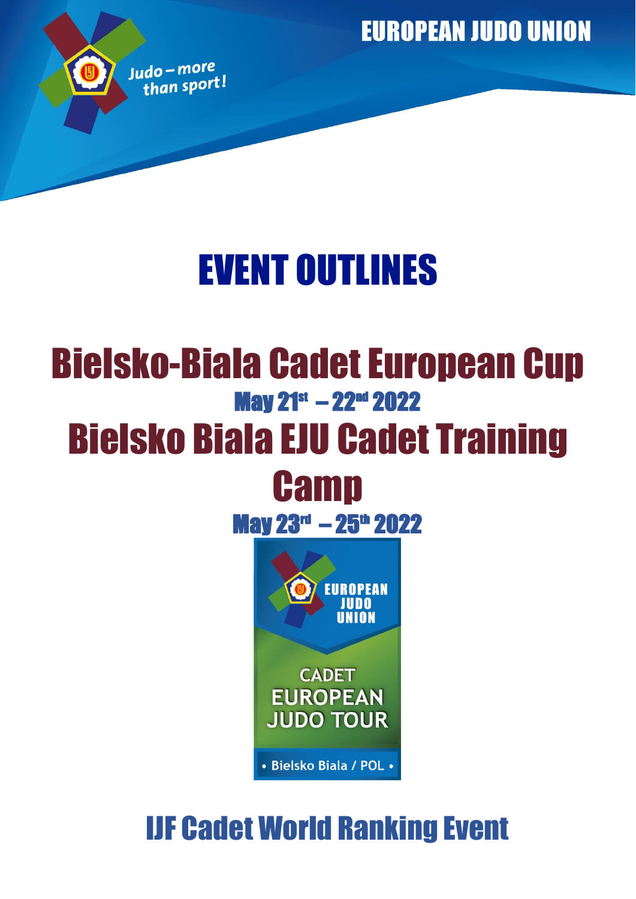EUROPEAN JUDO UNION

Judo – more than sport!

# EVENT OUTLINES

# Bielsko-Biala Cadet European Cup

## May 21st – 22nd 2022

# Bielsko Biala EJU Cadet Training Camp

## May 23rd – 25th 2022

EUROPEAN JUDO UNION

CADET EUROPEAN JUDO TOUR

• Bielsko Biala / POL •

## IJF Cadet World Ranking Event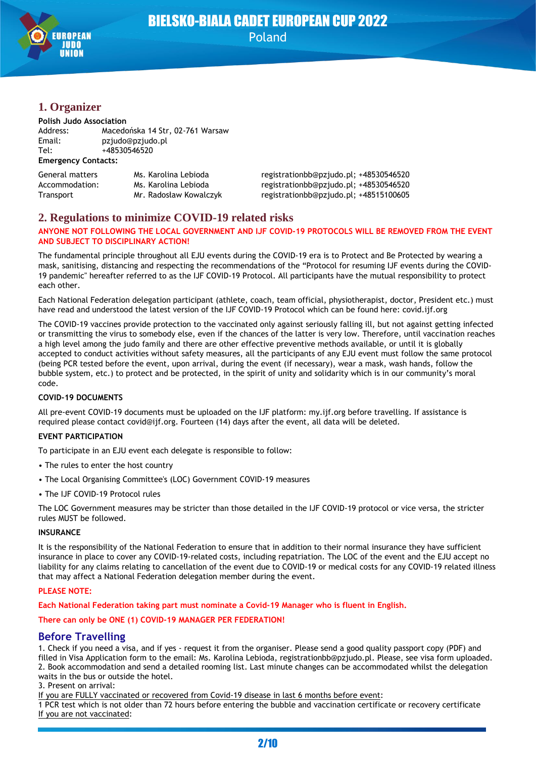## 1. Organizer

**Polish Judo Association**

| | |
|---|---|
| Address: | Macedońska 14 Str, 02-761 Warsaw |
| Email: | pzjudo@pzjudo.pl |
| Tel: | +48530546520 |

**Emergency Contacts:**

| | | |
|---|---|---|
| General matters | Ms. Karolina Lebioda | registrationbb@pzjudo.pl; +48530546520 |
| Accommodation: | Ms. Karolina Lebioda | registrationbb@pzjudo.pl; +48530546520 |
| Transport | Mr. Radosław Kowalczyk | registrationbb@pzjudo.pl; +48515100605 |

## 2. Regulations to minimize COVID-19 related risks

**ANYONE NOT FOLLOWING THE LOCAL GOVERNMENT AND IJF COVID-19 PROTOCOLS WILL BE REMOVED FROM THE EVENT AND SUBJECT TO DISCIPLINARY ACTION!**

The fundamental principle throughout all EJU events during the COVID-19 era is to Protect and Be Protected by wearing a mask, sanitising, distancing and respecting the recommendations of the "Protocol for resuming IJF events during the COVID-19 pandemic" hereafter referred to as the IJF COVID-19 Protocol. All participants have the mutual responsibility to protect each other.

Each National Federation delegation participant (athlete, coach, team official, physiotherapist, doctor, President etc.) must have read and understood the latest version of the IJF COVID-19 Protocol which can be found here: covid.ijf.org

The COVID-19 vaccines provide protection to the vaccinated only against seriously falling ill, but not against getting infected or transmitting the virus to somebody else, even if the chances of the latter is very low. Therefore, until vaccination reaches a high level among the judo family and there are other effective preventive methods available, or until it is globally accepted to conduct activities without safety measures, all the participants of any EJU event must follow the same protocol (being PCR tested before the event, upon arrival, during the event (if necessary), wear a mask, wash hands, follow the bubble system, etc.) to protect and be protected, in the spirit of unity and solidarity which is in our community's moral code.

**COVID-19 DOCUMENTS**

All pre-event COVID-19 documents must be uploaded on the IJF platform: my.ijf.org before travelling. If assistance is required please contact covid@ijf.org. Fourteen (14) days after the event, all data will be deleted.

**EVENT PARTICIPATION**

To participate in an EJU event each delegate is responsible to follow:

- The rules to enter the host country
- The Local Organising Committee's (LOC) Government COVID-19 measures
- The IJF COVID-19 Protocol rules

The LOC Government measures may be stricter than those detailed in the IJF COVID-19 protocol or vice versa, the stricter rules MUST be followed.

**INSURANCE**

It is the responsibility of the National Federation to ensure that in addition to their normal insurance they have sufficient insurance in place to cover any COVID-19-related costs, including repatriation. The LOC of the event and the EJU accept no liability for any claims relating to cancellation of the event due to COVID-19 or medical costs for any COVID-19 related illness that may affect a National Federation delegation member during the event.

**PLEASE NOTE:**

**Each National Federation taking part must nominate a Covid-19 Manager who is fluent in English.**

**There can only be ONE (1) COVID-19 MANAGER PER FEDERATION!**

### Before Travelling

1. Check if you need a visa, and if yes - request it from the organiser. Please send a good quality passport copy (PDF) and filled in Visa Application form to the email: Ms. Karolina Lebioda, registrationbb@pzjudo.pl. Please, see visa form uploaded.
2. Book accommodation and send a detailed rooming list. Last minute changes can be accommodated whilst the delegation waits in the bus or outside the hotel.
3. Present on arrival:

<u>If you are FULLY vaccinated or recovered from Covid-19 disease in last 6 months before event</u>:
1 PCR test which is not older than 72 hours before entering the bubble and vaccination certificate or recovery certificate
<u>If you are not vaccinated</u>: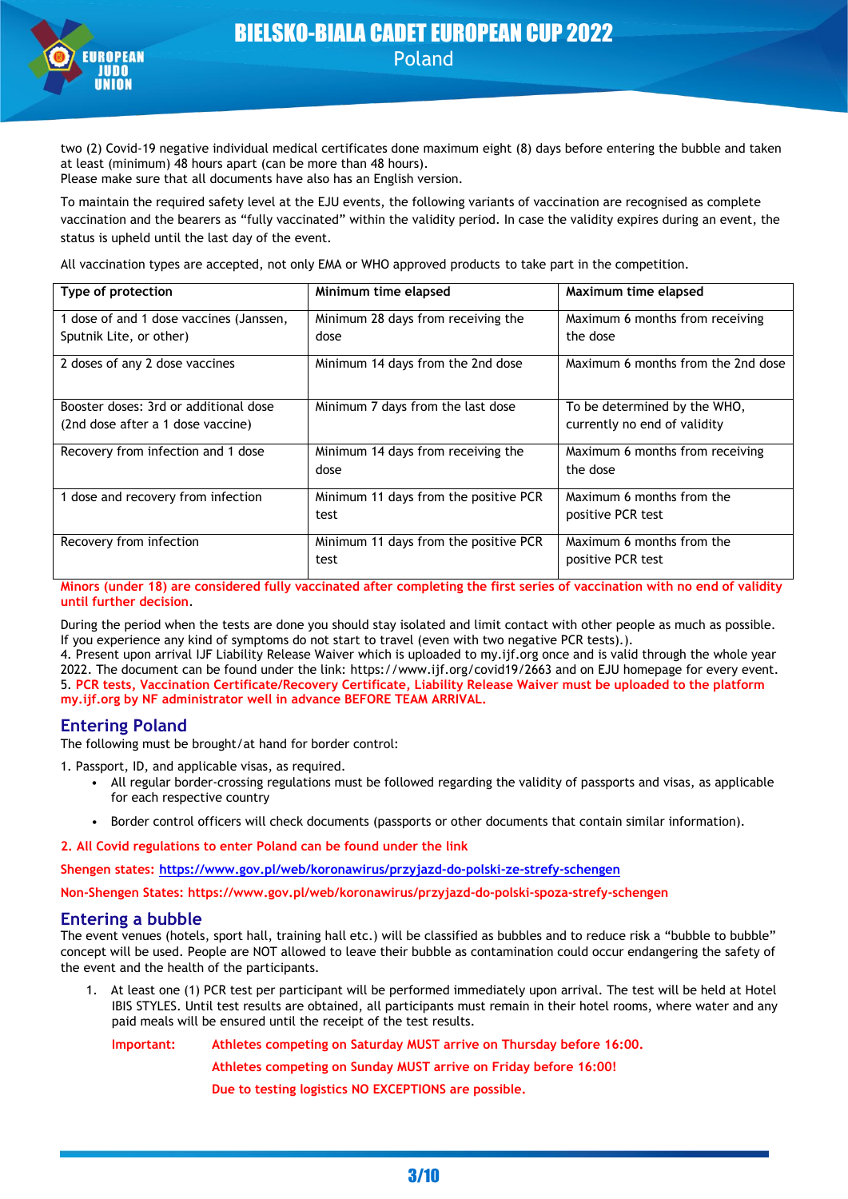two (2) Covid-19 negative individual medical certificates done maximum eight (8) days before entering the bubble and taken at least (minimum) 48 hours apart (can be more than 48 hours).
Please make sure that all documents have also has an English version.

To maintain the required safety level at the EJU events, the following variants of vaccination are recognised as complete vaccination and the bearers as "fully vaccinated" within the validity period. In case the validity expires during an event, the status is upheld until the last day of the event.

All vaccination types are accepted, not only EMA or WHO approved products to take part in the competition.

| Type of protection | Minimum time elapsed | Maximum time elapsed |
| --- | --- | --- |
| 1 dose of and 1 dose vaccines (Janssen, Sputnik Lite, or other) | Minimum 28 days from receiving the dose | Maximum 6 months from receiving the dose |
| 2 doses of any 2 dose vaccines | Minimum 14 days from the 2nd dose | Maximum 6 months from the 2nd dose |
| Booster doses: 3rd or additional dose (2nd dose after a 1 dose vaccine) | Minimum 7 days from the last dose | To be determined by the WHO, currently no end of validity |
| Recovery from infection and 1 dose | Minimum 14 days from receiving the dose | Maximum 6 months from receiving the dose |
| 1 dose and recovery from infection | Minimum 11 days from the positive PCR test | Maximum 6 months from the positive PCR test |
| Recovery from infection | Minimum 11 days from the positive PCR test | Maximum 6 months from the positive PCR test |

**Minors (under 18) are considered fully vaccinated after completing the first series of vaccination with no end of validity until further decision.**

During the period when the tests are done you should stay isolated and limit contact with other people as much as possible. If you experience any kind of symptoms do not start to travel (even with two negative PCR tests).).
4. Present upon arrival IJF Liability Release Waiver which is uploaded to my.ijf.org once and is valid through the whole year 2022. The document can be found under the link: https://www.ijf.org/covid19/2663 and on EJU homepage for every event.
5. **PCR tests, Vaccination Certificate/Recovery Certificate, Liability Release Waiver must be uploaded to the platform my.ijf.org by NF administrator well in advance BEFORE TEAM ARRIVAL.**

## Entering Poland

The following must be brought/at hand for border control:

1. Passport, ID, and applicable visas, as required.
   - All regular border-crossing regulations must be followed regarding the validity of passports and visas, as applicable for each respective country
   - Border control officers will check documents (passports or other documents that contain similar information).

**2. All Covid regulations to enter Poland can be found under the link**

**Shengen states:** https://www.gov.pl/web/koronawirus/przyjazd-do-polski-ze-strefy-schengen

**Non-Shengen States: https://www.gov.pl/web/koronawirus/przyjazd-do-polski-spoza-strefy-schengen**

## Entering a bubble

The event venues (hotels, sport hall, training hall etc.) will be classified as bubbles and to reduce risk a "bubble to bubble" concept will be used. People are NOT allowed to leave their bubble as contamination could occur endangering the safety of the event and the health of the participants.

1. At least one (1) PCR test per participant will be performed immediately upon arrival. The test will be held at Hotel IBIS STYLES. Until test results are obtained, all participants must remain in their hotel rooms, where water and any paid meals will be ensured until the receipt of the test results.

   **Important:** **Athletes competing on Saturday MUST arrive on Thursday before 16:00.**
   **Athletes competing on Sunday MUST arrive on Friday before 16:00!**
   **Due to testing logistics NO EXCEPTIONS are possible.**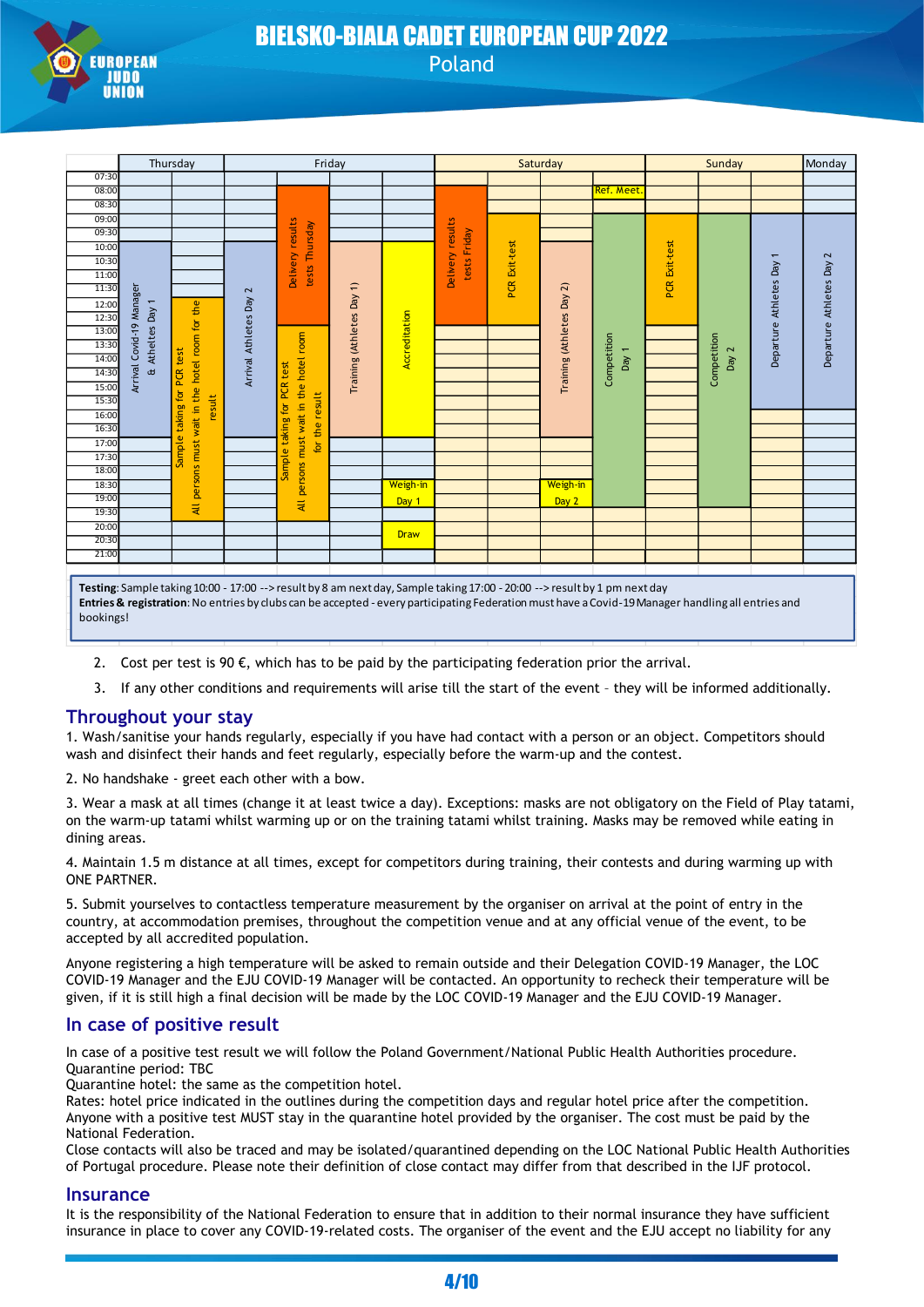| Day | Time | Activity |
|---|---|---|
| Thursday | 10:00 – 17:00 | Arrival Covid-19 Manager & Athletes Day 1 |
| Thursday | 12:00 – 20:00 | Sample taking for PCR test<br>All persons must wait in the hotel room for the result |
| Friday | 10:00 – 17:00 | Arrival Athletes Day 2 |
| Friday | 08:00 – 13:00 | Delivery results tests Thursday |
| Friday | 13:00 – 20:00 | Sample taking for PCR test<br>All persons must wait in the hotel room for the result |
| Friday | 10:00 – 17:00 | Training (Athletes Day 1) |
| Friday | 10:00 – 17:00 | Accreditation |
| Friday | 18:30 – 19:30 | Weigh-in Day 1 |
| Friday | 20:00 – 21:00 | Draw |
| Saturday | 08:00 – 13:00 | Delivery results tests Friday |
| Saturday | 09:00 – 13:00 | PCR Exit-test |
| Saturday | 10:00 – 17:00 | Training (Athletes Day 2) |
| Saturday | 18:30 – 19:30 | Weigh-in Day 2 |
| Saturday | 08:00 | Ref. Meet. |
| Saturday | 09:00 – 18:30 | Competition Day 1 |
| Sunday | 09:00 – 13:00 | PCR Exit-test |
| Sunday | 09:00 – 18:30 | Competition Day 2 |
| Sunday | 09:00 – 16:30 | Departure Athletes Day 1 |
| Monday | 09:00 – 16:30 | Departure Athletes Day 2 |

**Testing**: Sample taking 10:00 - 17:00 --> result by 8 am next day, Sample taking 17:00 - 20:00 --> result by 1 pm next day
**Entries & registration**: No entries by clubs can be accepted - every participating Federation must have a Covid-19 Manager handling all entries and bookings!

2. Cost per test is 90 €, which has to be paid by the participating federation prior the arrival.
3. If any other conditions and requirements will arise till the start of the event – they will be informed additionally.

## Throughout your stay

1. Wash/sanitise your hands regularly, especially if you have had contact with a person or an object. Competitors should wash and disinfect their hands and feet regularly, especially before the warm-up and the contest.

2. No handshake - greet each other with a bow.

3. Wear a mask at all times (change it at least twice a day). Exceptions: masks are not obligatory on the Field of Play tatami, on the warm-up tatami whilst warming up or on the training tatami whilst training. Masks may be removed while eating in dining areas.

4. Maintain 1.5 m distance at all times, except for competitors during training, their contests and during warming up with ONE PARTNER.

5. Submit yourselves to contactless temperature measurement by the organiser on arrival at the point of entry in the country, at accommodation premises, throughout the competition venue and at any official venue of the event, to be accepted by all accredited population.

Anyone registering a high temperature will be asked to remain outside and their Delegation COVID-19 Manager, the LOC COVID-19 Manager and the EJU COVID-19 Manager will be contacted. An opportunity to recheck their temperature will be given, if it is still high a final decision will be made by the LOC COVID-19 Manager and the EJU COVID-19 Manager.

## In case of positive result

In case of a positive test result we will follow the Poland Government/National Public Health Authorities procedure.
Quarantine period: TBC
Quarantine hotel: the same as the competition hotel.
Rates: hotel price indicated in the outlines during the competition days and regular hotel price after the competition.
Anyone with a positive test MUST stay in the quarantine hotel provided by the organiser. The cost must be paid by the National Federation.
Close contacts will also be traced and may be isolated/quarantined depending on the LOC National Public Health Authorities of Portugal procedure. Please note their definition of close contact may differ from that described in the IJF protocol.

## Insurance

It is the responsibility of the National Federation to ensure that in addition to their normal insurance they have sufficient insurance in place to cover any COVID-19-related costs. The organiser of the event and the EJU accept no liability for any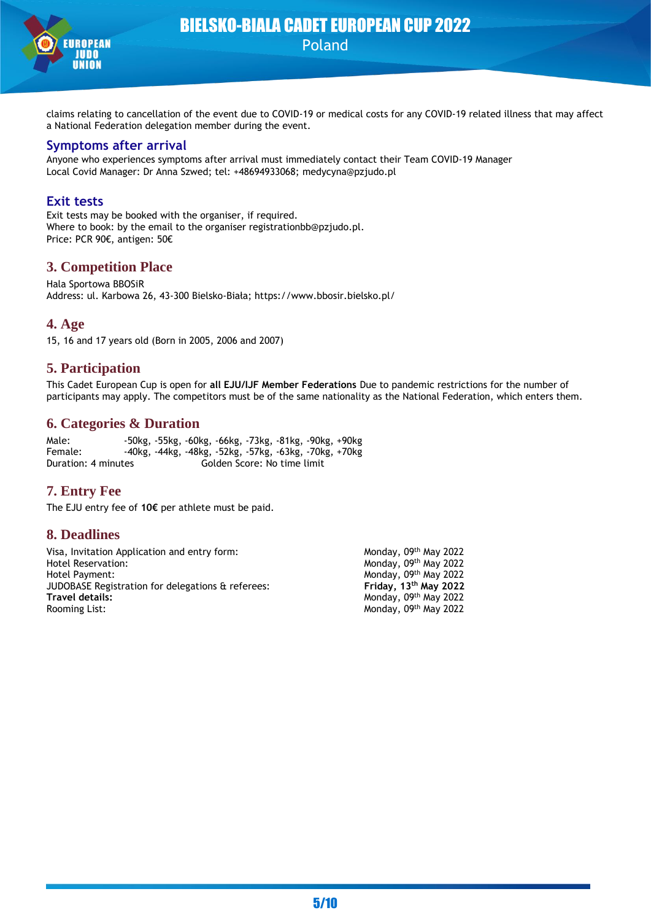claims relating to cancellation of the event due to COVID-19 or medical costs for any COVID-19 related illness that may affect a National Federation delegation member during the event.

### Symptoms after arrival

Anyone who experiences symptoms after arrival must immediately contact their Team COVID-19 Manager
Local Covid Manager: Dr Anna Szwed; tel: +48694933068; medycyna@pzjudo.pl

### Exit tests

Exit tests may be booked with the organiser, if required.
Where to book: by the email to the organiser registrationbb@pzjudo.pl.
Price: PCR 90€, antigen: 50€

## 3. Competition Place

Hala Sportowa BBOSiR
Address: ul. Karbowa 26, 43-300 Bielsko-Biała; https://www.bbosir.bielsko.pl/

## 4. Age

15, 16 and 17 years old (Born in 2005, 2006 and 2007)

## 5. Participation

This Cadet European Cup is open for **all EJU/IJF Member Federations** Due to pandemic restrictions for the number of participants may apply. The competitors must be of the same nationality as the National Federation, which enters them.

## 6. Categories & Duration

Male: -50kg, -55kg, -60kg, -66kg, -73kg, -81kg, -90kg, +90kg
Female: -40kg, -44kg, -48kg, -52kg, -57kg, -63kg, -70kg, +70kg
Duration: 4 minutes Golden Score: No time limit

## 7. Entry Fee

The EJU entry fee of **10€** per athlete must be paid.

## 8. Deadlines

| | |
|---|---|
| Visa, Invitation Application and entry form: | Monday, 09th May 2022 |
| Hotel Reservation: | Monday, 09th May 2022 |
| Hotel Payment: | Monday, 09th May 2022 |
| JUDOBASE Registration for delegations & referees: | **Friday, 13th May 2022** |
| **Travel details:** | Monday, 09th May 2022 |
| Rooming List: | Monday, 09th May 2022 |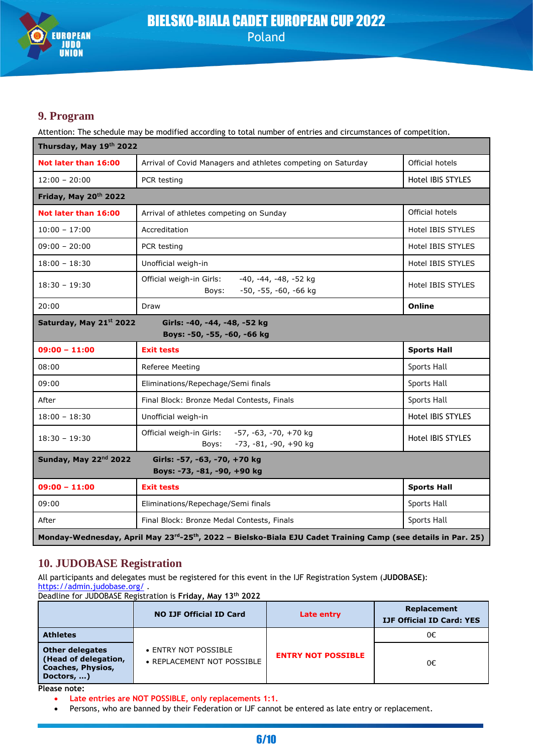## 9. Program

Attention: The schedule may be modified according to total number of entries and circumstances of competition.

| **Thursday, May 19th 2022** | | |
|---|---|---|
| **Not later than 16:00** | Arrival of Covid Managers and athletes competing on Saturday | Official hotels |
| 12:00 – 20:00 | PCR testing | Hotel IBIS STYLES |
| **Friday, May 20th 2022** | | |
| **Not later than 16:00** | Arrival of athletes competing on Sunday | Official hotels |
| 10:00 – 17:00 | Accreditation | Hotel IBIS STYLES |
| 09:00 – 20:00 | PCR testing | Hotel IBIS STYLES |
| 18:00 – 18:30 | Unofficial weigh-in | Hotel IBIS STYLES |
| 18:30 – 19:30 | Official weigh-in Girls: -40, -44, -48, -52 kg<br>Boys: -50, -55, -60, -66 kg | Hotel IBIS STYLES |
| 20:00 | Draw | **Online** |
| **Saturday, May 21st 2022** | **Girls: -40, -44, -48, -52 kg<br>Boys: -50, -55, -60, -66 kg** | |
| **09:00 – 11:00** | **Exit tests** | **Sports Hall** |
| 08:00 | Referee Meeting | Sports Hall |
| 09:00 | Eliminations/Repechage/Semi finals | Sports Hall |
| After | Final Block: Bronze Medal Contests, Finals | Sports Hall |
| 18:00 – 18:30 | Unofficial weigh-in | Hotel IBIS STYLES |
| 18:30 – 19:30 | Official weigh-in Girls: -57, -63, -70, +70 kg<br>Boys: -73, -81, -90, +90 kg | Hotel IBIS STYLES |
| **Sunday, May 22nd 2022** | **Girls: -57, -63, -70, +70 kg<br>Boys: -73, -81, -90, +90 kg** | |
| **09:00 – 11:00** | **Exit tests** | **Sports Hall** |
| 09:00 | Eliminations/Repechage/Semi finals | Sports Hall |
| After | Final Block: Bronze Medal Contests, Finals | Sports Hall |
| **Monday-Wednesday, April May 23rd-25th, 2022 – Bielsko-Biala EJU Cadet Training Camp (see details in Par. 25)** | | |

## 10. JUDOBASE Registration

All participants and delegates must be registered for this event in the IJF Registration System (**JUDOBASE**): https://admin.judobase.org/ .
Deadline for JUDOBASE Registration is **Friday, May 13th 2022**

| | **NO IJF Official ID Card** | **Late entry** | **Replacement IJF Official ID Card: YES** |
|---|---|---|---|
| **Athletes** | • ENTRY NOT POSSIBLE<br>• REPLACEMENT NOT POSSIBLE | **ENTRY NOT POSSIBLE** | 0€ |
| **Other delegates (Head of delegation, Coaches, Physios, Doctors, …)** | | | 0€ |

**Please note:**

- Late entries are NOT POSSIBLE, only replacements 1:1.
- Persons, who are banned by their Federation or IJF cannot be entered as late entry or replacement.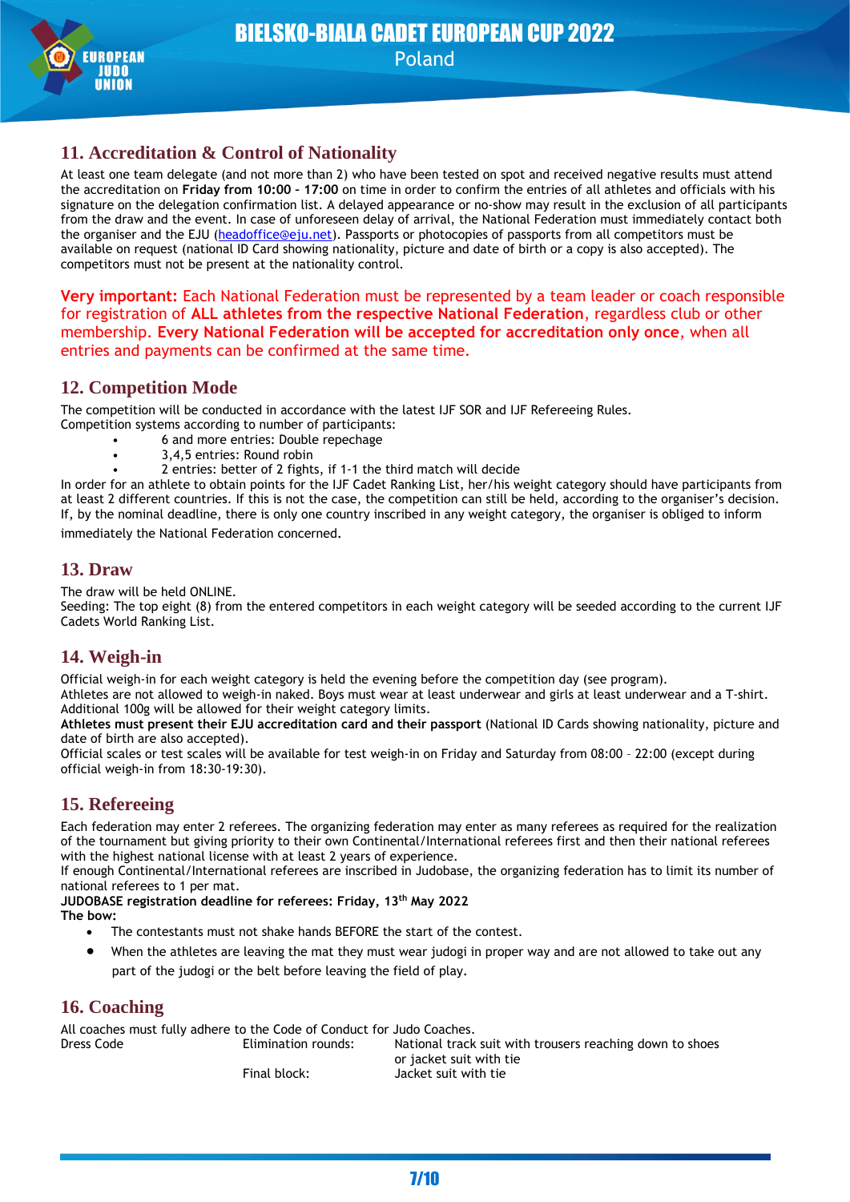## 11. Accreditation & Control of Nationality

At least one team delegate (and not more than 2) who have been tested on spot and received negative results must attend the accreditation on **Friday from 10:00 – 17:00** on time in order to confirm the entries of all athletes and officials with his signature on the delegation confirmation list. A delayed appearance or no-show may result in the exclusion of all participants from the draw and the event. In case of unforeseen delay of arrival, the National Federation must immediately contact both the organiser and the EJU (headoffice@eju.net). Passports or photocopies of passports from all competitors must be available on request (national ID Card showing nationality, picture and date of birth or a copy is also accepted). The competitors must not be present at the nationality control.

**Very important:** Each National Federation must be represented by a team leader or coach responsible for registration of **ALL athletes from the respective National Federation**, regardless club or other membership. **Every National Federation will be accepted for accreditation only once**, when all entries and payments can be confirmed at the same time.

## 12. Competition Mode

The competition will be conducted in accordance with the latest IJF SOR and IJF Refereeing Rules.
Competition systems according to number of participants:

- 6 and more entries: Double repechage
- 3,4,5 entries: Round robin
- 2 entries: better of 2 fights, if 1-1 the third match will decide

In order for an athlete to obtain points for the IJF Cadet Ranking List, her/his weight category should have participants from at least 2 different countries. If this is not the case, the competition can still be held, according to the organiser's decision. If, by the nominal deadline, there is only one country inscribed in any weight category, the organiser is obliged to inform immediately the National Federation concerned.

## 13. Draw

The draw will be held ONLINE.
Seeding: The top eight (8) from the entered competitors in each weight category will be seeded according to the current IJF Cadets World Ranking List.

## 14. Weigh-in

Official weigh-in for each weight category is held the evening before the competition day (see program).
Athletes are not allowed to weigh-in naked. Boys must wear at least underwear and girls at least underwear and a T-shirt. Additional 100g will be allowed for their weight category limits.
**Athletes must present their EJU accreditation card and their passport** (National ID Cards showing nationality, picture and date of birth are also accepted).
Official scales or test scales will be available for test weigh-in on Friday and Saturday from 08:00 – 22:00 (except during official weigh-in from 18:30-19:30).

## 15. Refereeing

Each federation may enter 2 referees. The organizing federation may enter as many referees as required for the realization of the tournament but giving priority to their own Continental/International referees first and then their national referees with the highest national license with at least 2 years of experience.
If enough Continental/International referees are inscribed in Judobase, the organizing federation has to limit its number of national referees to 1 per mat.
**JUDOBASE registration deadline for referees: Friday, 13th May 2022**
**The bow:**

- The contestants must not shake hands BEFORE the start of the contest.
- When the athletes are leaving the mat they must wear judogi in proper way and are not allowed to take out any part of the judogi or the belt before leaving the field of play.

## 16. Coaching

All coaches must fully adhere to the Code of Conduct for Judo Coaches.

| Dress Code | Elimination rounds: | National track suit with trousers reaching down to shoes or jacket suit with tie |
|---|---|---|
| | Final block: | Jacket suit with tie |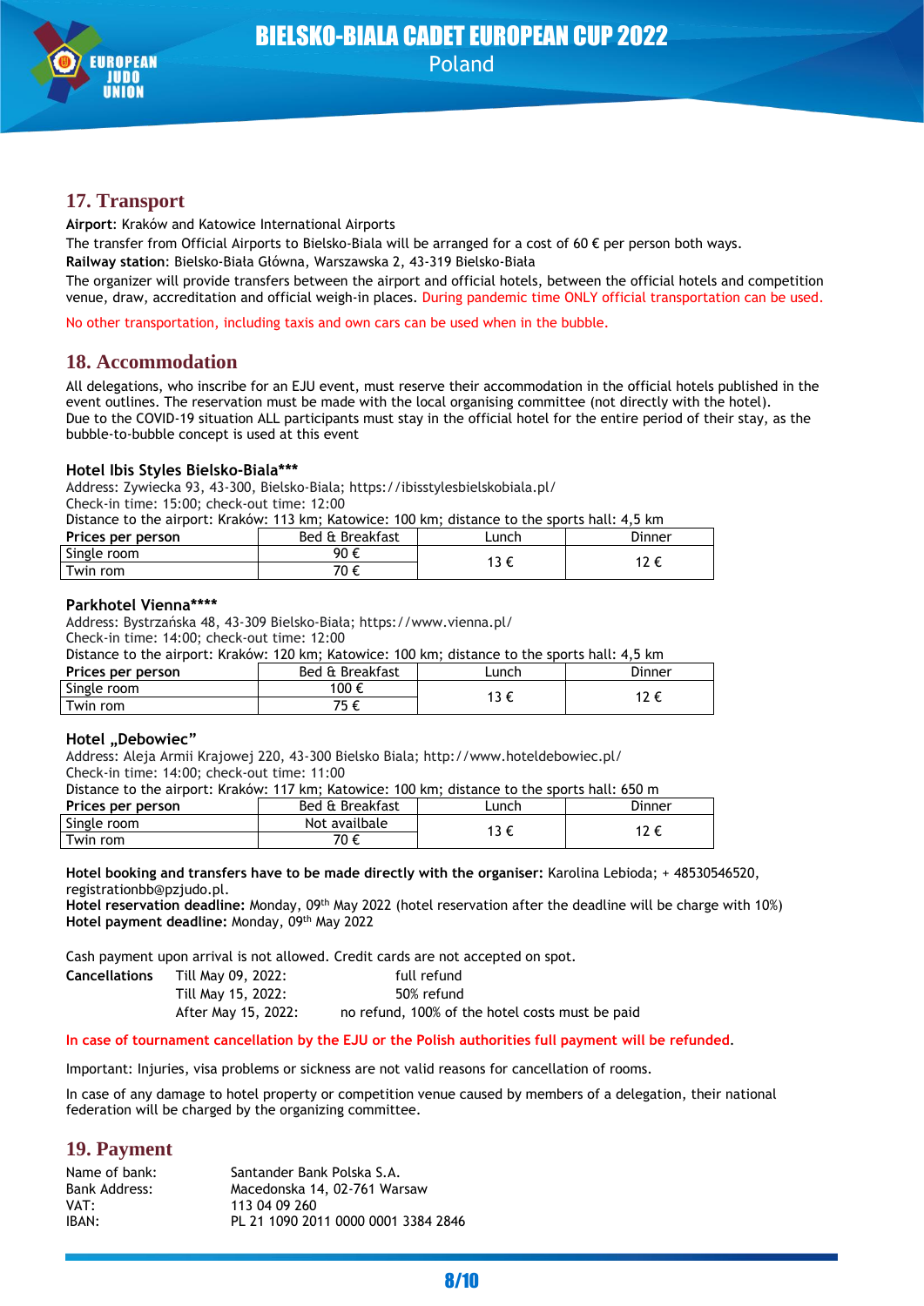## 17. Transport

**Airport**: Kraków and Katowice International Airports

The transfer from Official Airports to Bielsko-Biala will be arranged for a cost of 60 € per person both ways.

**Railway station**: Bielsko-Biała Główna, Warszawska 2, 43-319 Bielsko-Biała

The organizer will provide transfers between the airport and official hotels, between the official hotels and competition venue, draw, accreditation and official weigh-in places. During pandemic time ONLY official transportation can be used.

No other transportation, including taxis and own cars can be used when in the bubble.

## 18. Accommodation

All delegations, who inscribe for an EJU event, must reserve their accommodation in the official hotels published in the event outlines. The reservation must be made with the local organising committee (not directly with the hotel).
Due to the COVID-19 situation ALL participants must stay in the official hotel for the entire period of their stay, as the bubble-to-bubble concept is used at this event

**Hotel Ibis Styles Bielsko-Biala\*\*\***

Address: Zywiecka 93, 43-300, Bielsko-Biala; https://ibisstylesbielskobiala.pl/
Check-in time: 15:00; check-out time: 12:00
Distance to the airport: Kraków: 113 km; Katowice: 100 km; distance to the sports hall: 4,5 km

| Prices per person | Bed & Breakfast | Lunch | Dinner |
|---|---|---|---|
| Single room | 90 € | 13 € | 12 € |
| Twin rom | 70 € | | |

**Parkhotel Vienna\*\*\*\***

Address: Bystrzańska 48, 43-309 Bielsko-Biała; https://www.vienna.pl/
Check-in time: 14:00; check-out time: 12:00
Distance to the airport: Kraków: 120 km; Katowice: 100 km; distance to the sports hall: 4,5 km

| Prices per person | Bed & Breakfast | Lunch | Dinner |
|---|---|---|---|
| Single room | 100 € | 13 € | 12 € |
| Twin rom | 75 € | | |

**Hotel „Debowiec"**

Address: Aleja Armii Krajowej 220, 43-300 Bielsko Biala; http://www.hoteldebowiec.pl/
Check-in time: 14:00; check-out time: 11:00
Distance to the airport: Kraków: 117 km; Katowice: 100 km; distance to the sports hall: 650 m

| Prices per person | Bed & Breakfast | Lunch | Dinner |
|---|---|---|---|
| Single room | Not availbale | 13 € | 12 € |
| Twin rom | 70 € | | |

**Hotel booking and transfers have to be made directly with the organiser:** Karolina Lebioda; + 48530546520, registrationbb@pzjudo.pl.
**Hotel reservation deadline:** Monday, 09th May 2022 (hotel reservation after the deadline will be charge with 10%)
**Hotel payment deadline:** Monday, 09th May 2022

Cash payment upon arrival is not allowed. Credit cards are not accepted on spot.

| **Cancellations** | Till May 09, 2022: | full refund |
|---|---|---|
| | Till May 15, 2022: | 50% refund |
| | After May 15, 2022: | no refund, 100% of the hotel costs must be paid |

In case of tournament cancellation by the EJU or the Polish authorities full payment will be refunded.

Important: Injuries, visa problems or sickness are not valid reasons for cancellation of rooms.

In case of any damage to hotel property or competition venue caused by members of a delegation, their national federation will be charged by the organizing committee.

## 19. Payment

| | |
|---|---|
| Name of bank: | Santander Bank Polska S.A. |
| Bank Address: | Macedonska 14, 02-761 Warsaw |
| VAT: | 113 04 09 260 |
| IBAN: | PL 21 1090 2011 0000 0001 3384 2846 |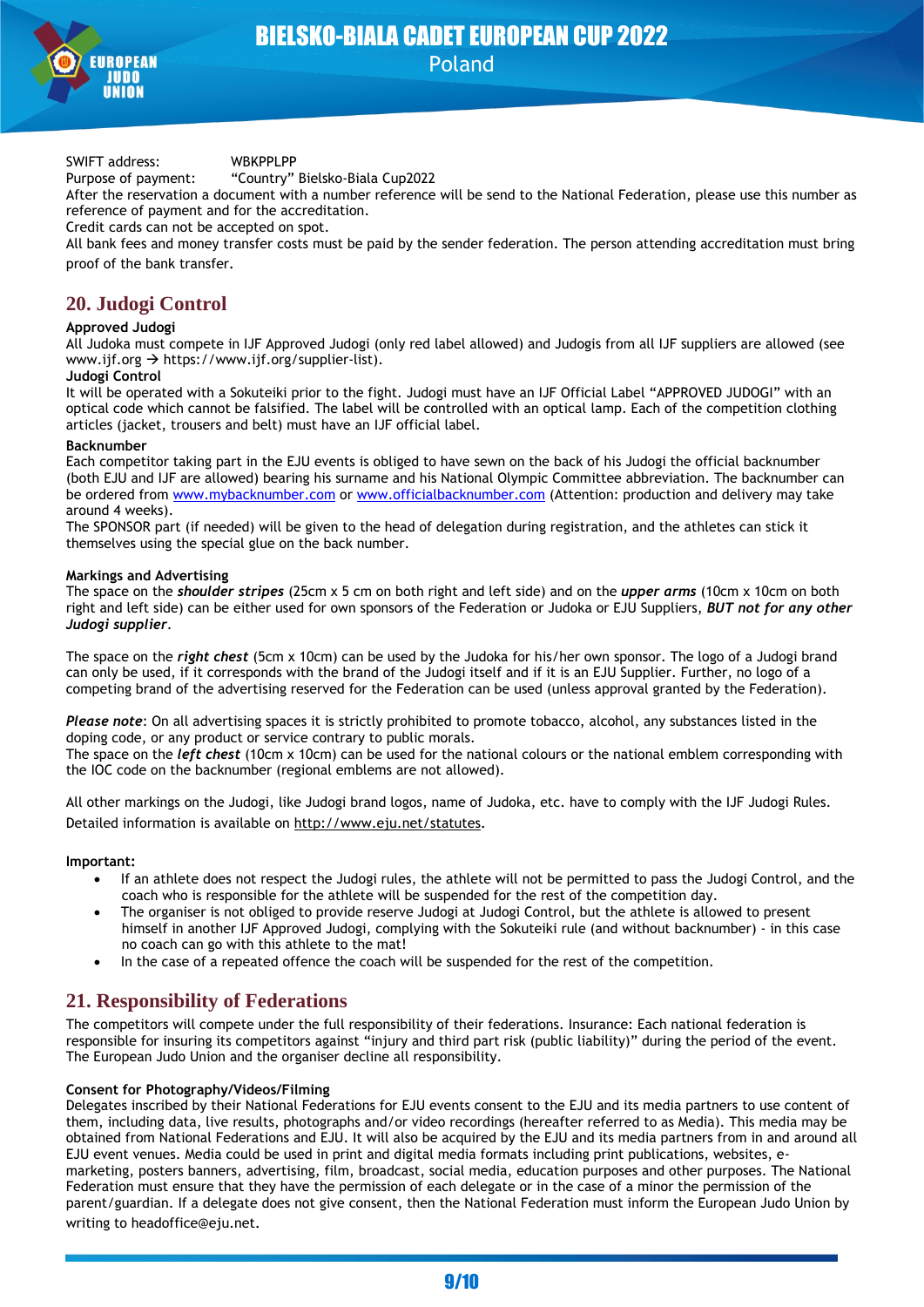SWIFT address: WBKPPLPP
Purpose of payment: "Country" Bielsko-Biala Cup2022

After the reservation a document with a number reference will be send to the National Federation, please use this number as reference of payment and for the accreditation.

Credit cards can not be accepted on spot.

All bank fees and money transfer costs must be paid by the sender federation. The person attending accreditation must bring proof of the bank transfer.

## 20. Judogi Control

**Approved Judogi**

All Judoka must compete in IJF Approved Judogi (only red label allowed) and Judogis from all IJF suppliers are allowed (see www.ijf.org → https://www.ijf.org/supplier-list).

**Judogi Control**

It will be operated with a Sokuteiki prior to the fight. Judogi must have an IJF Official Label "APPROVED JUDOGI" with an optical code which cannot be falsified. The label will be controlled with an optical lamp. Each of the competition clothing articles (jacket, trousers and belt) must have an IJF official label.

**Backnumber**

Each competitor taking part in the EJU events is obliged to have sewn on the back of his Judogi the official backnumber (both EJU and IJF are allowed) bearing his surname and his National Olympic Committee abbreviation. The backnumber can be ordered from www.mybacknumber.com or www.officialbacknumber.com (Attention: production and delivery may take around 4 weeks).

The SPONSOR part (if needed) will be given to the head of delegation during registration, and the athletes can stick it themselves using the special glue on the back number.

**Markings and Advertising**

The space on the ***shoulder stripes*** (25cm x 5 cm on both right and left side) and on the ***upper arms*** (10cm x 10cm on both right and left side) can be either used for own sponsors of the Federation or Judoka or EJU Suppliers, ***BUT not for any other Judogi supplier***.

The space on the ***right chest*** (5cm x 10cm) can be used by the Judoka for his/her own sponsor. The logo of a Judogi brand can only be used, if it corresponds with the brand of the Judogi itself and if it is an EJU Supplier. Further, no logo of a competing brand of the advertising reserved for the Federation can be used (unless approval granted by the Federation).

***Please note***: On all advertising spaces it is strictly prohibited to promote tobacco, alcohol, any substances listed in the doping code, or any product or service contrary to public morals.

The space on the ***left chest*** (10cm x 10cm) can be used for the national colours or the national emblem corresponding with the IOC code on the backnumber (regional emblems are not allowed).

All other markings on the Judogi, like Judogi brand logos, name of Judoka, etc. have to comply with the IJF Judogi Rules. Detailed information is available on http://www.eju.net/statutes.

**Important:**

- If an athlete does not respect the Judogi rules, the athlete will not be permitted to pass the Judogi Control, and the coach who is responsible for the athlete will be suspended for the rest of the competition day.
- The organiser is not obliged to provide reserve Judogi at Judogi Control, but the athlete is allowed to present himself in another IJF Approved Judogi, complying with the Sokuteiki rule (and without backnumber) - in this case no coach can go with this athlete to the mat!
- In the case of a repeated offence the coach will be suspended for the rest of the competition.

## 21. Responsibility of Federations

The competitors will compete under the full responsibility of their federations. Insurance: Each national federation is responsible for insuring its competitors against "injury and third part risk (public liability)" during the period of the event. The European Judo Union and the organiser decline all responsibility.

**Consent for Photography/Videos/Filming**

Delegates inscribed by their National Federations for EJU events consent to the EJU and its media partners to use content of them, including data, live results, photographs and/or video recordings (hereafter referred to as Media). This media may be obtained from National Federations and EJU. It will also be acquired by the EJU and its media partners from in and around all EJU event venues. Media could be used in print and digital media formats including print publications, websites, e-marketing, posters banners, advertising, film, broadcast, social media, education purposes and other purposes. The National Federation must ensure that they have the permission of each delegate or in the case of a minor the permission of the parent/guardian. If a delegate does not give consent, then the National Federation must inform the European Judo Union by writing to headoffice@eju.net.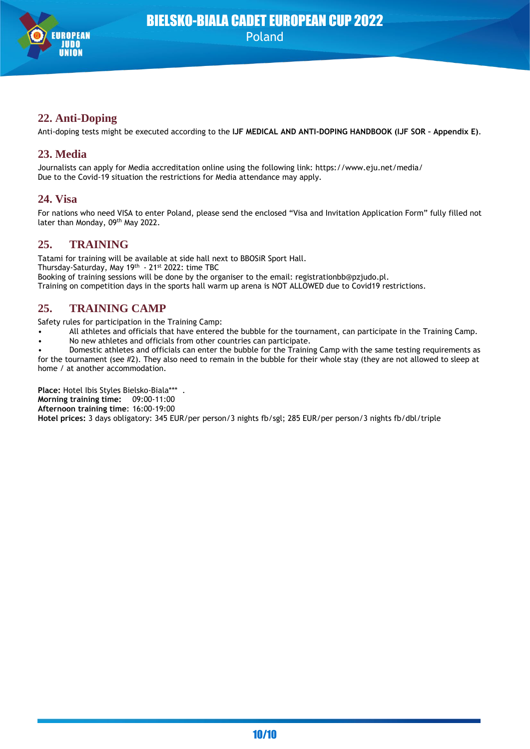## 22. Anti-Doping

Anti-doping tests might be executed according to the **IJF MEDICAL AND ANTI-DOPING HANDBOOK (IJF SOR – Appendix E)**.

## 23. Media

Journalists can apply for Media accreditation online using the following link: https://www.eju.net/media/
Due to the Covid-19 situation the restrictions for Media attendance may apply.

## 24. Visa

For nations who need VISA to enter Poland, please send the enclosed "Visa and Invitation Application Form" fully filled not later than Monday, 09th May 2022.

## 25. TRAINING

Tatami for training will be available at side hall next to BBOSiR Sport Hall.
Thursday-Saturday, May 19th - 21st 2022: time TBC
Booking of training sessions will be done by the organiser to the email: registrationbb@pzjudo.pl.
Training on competition days in the sports hall warm up arena is NOT ALLOWED due to Covid19 restrictions.

## 25. TRAINING CAMP

Safety rules for participation in the Training Camp:

- All athletes and officials that have entered the bubble for the tournament, can participate in the Training Camp.
- No new athletes and officials from other countries can participate.
- Domestic athletes and officials can enter the bubble for the Training Camp with the same testing requirements as for the tournament (see #2). They also need to remain in the bubble for their whole stay (they are not allowed to sleep at home / at another accommodation.

**Place:** Hotel Ibis Styles Bielsko-Biala*** .
**Morning training time:** 09:00-11:00
**Afternoon training time**: 16:00-19:00
**Hotel prices:** 3 days obligatory: 345 EUR/per person/3 nights fb/sgl; 285 EUR/per person/3 nights fb/dbl/triple